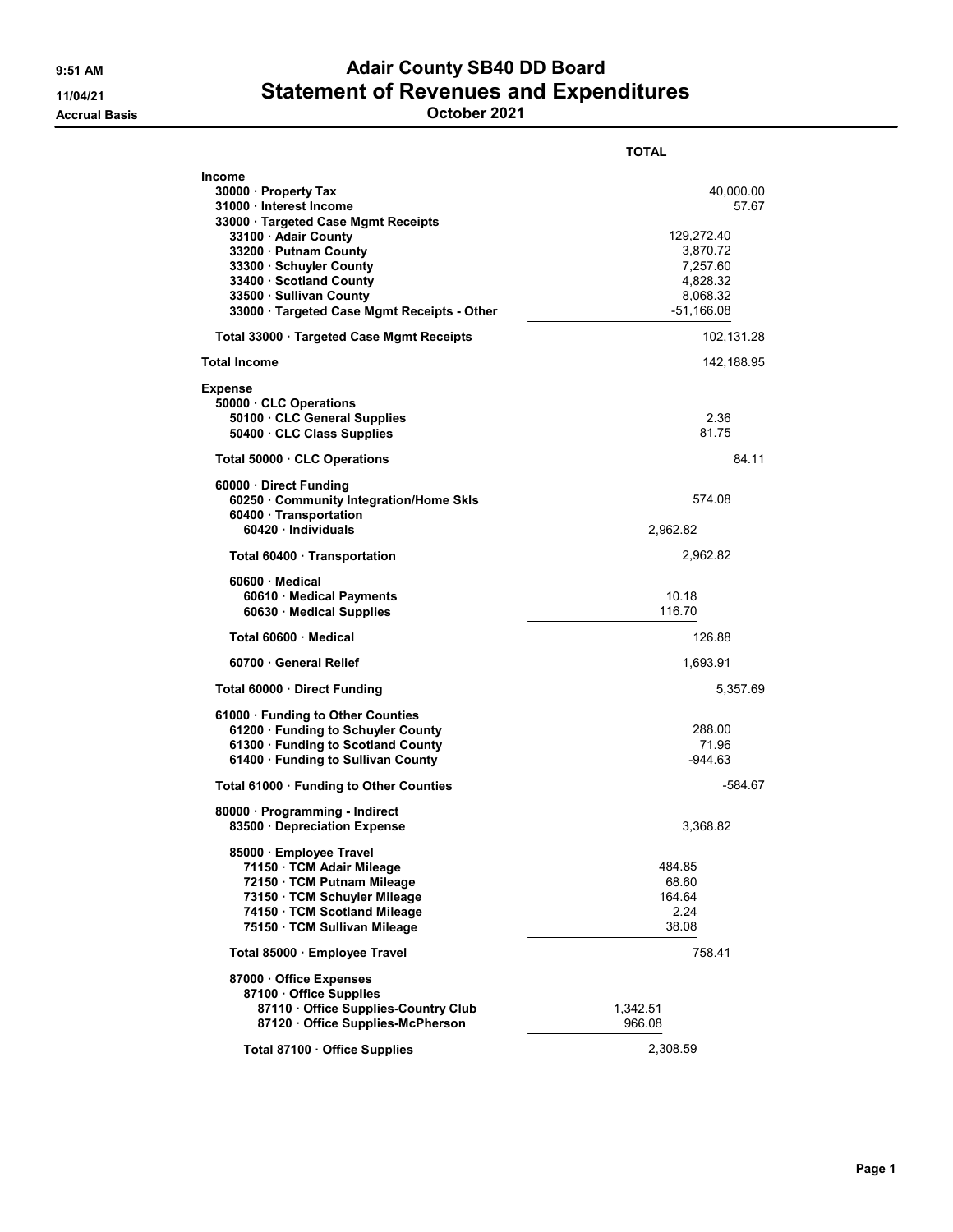# Adair County SB40 DD Board

## Statement of Revenues and Expenditures

**October 2021**

9:51 AM
11/04/21
Accrual Basis

| | TOTAL |
|---|---|
| **Income** | |
| 30000 · Property Tax | 40,000.00 |
| 31000 · Interest Income | 57.67 |
| 33000 · Targeted Case Mgmt Receipts | |
| 33100 · Adair County | 129,272.40 |
| 33200 · Putnam County | 3,870.72 |
| 33300 · Schuyler County | 7,257.60 |
| 33400 · Scotland County | 4,828.32 |
| 33500 · Sullivan County | 8,068.32 |
| 33000 · Targeted Case Mgmt Receipts - Other | -51,166.08 |
| Total 33000 · Targeted Case Mgmt Receipts | 102,131.28 |
| **Total Income** | 142,188.95 |
| **Expense** | |
| 50000 · CLC Operations | |
| 50100 · CLC General Supplies | 2.36 |
| 50400 · CLC Class Supplies | 81.75 |
| Total 50000 · CLC Operations | 84.11 |
| 60000 · Direct Funding | |
| 60250 · Community Integration/Home Skls | 574.08 |
| 60400 · Transportation | |
| 60420 · Individuals | 2,962.82 |
| Total 60400 · Transportation | 2,962.82 |
| 60600 · Medical | |
| 60610 · Medical Payments | 10.18 |
| 60630 · Medical Supplies | 116.70 |
| Total 60600 · Medical | 126.88 |
| 60700 · General Relief | 1,693.91 |
| Total 60000 · Direct Funding | 5,357.69 |
| 61000 · Funding to Other Counties | |
| 61200 · Funding to Schuyler County | 288.00 |
| 61300 · Funding to Scotland County | 71.96 |
| 61400 · Funding to Sullivan County | -944.63 |
| Total 61000 · Funding to Other Counties | -584.67 |
| 80000 · Programming - Indirect | |
| 83500 · Depreciation Expense | 3,368.82 |
| 85000 · Employee Travel | |
| 71150 · TCM Adair Mileage | 484.85 |
| 72150 · TCM Putnam Mileage | 68.60 |
| 73150 · TCM Schuyler Mileage | 164.64 |
| 74150 · TCM Scotland Mileage | 2.24 |
| 75150 · TCM Sullivan Mileage | 38.08 |
| Total 85000 · Employee Travel | 758.41 |
| 87000 · Office Expenses | |
| 87100 · Office Supplies | |
| 87110 · Office Supplies-Country Club | 1,342.51 |
| 87120 · Office Supplies-McPherson | 966.08 |
| Total 87100 · Office Supplies | 2,308.59 |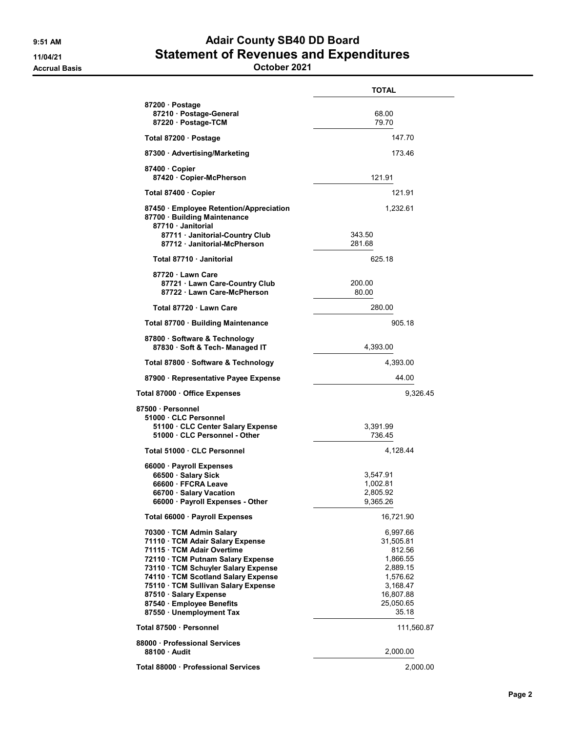# Adair County SB40 DD Board

## Statement of Revenues and Expenditures

### October 2021

9:51 AM
11/04/21
Accrual Basis

| | TOTAL |
|---|---|
| 87200 · Postage | |
| 87210 · Postage-General | 68.00 |
| 87220 · Postage-TCM | 79.70 |
| Total 87200 · Postage | 147.70 |
| 87300 · Advertising/Marketing | 173.46 |
| 87400 · Copier | |
| 87420 · Copier-McPherson | 121.91 |
| Total 87400 · Copier | 121.91 |
| 87450 · Employee Retention/Appreciation | 1,232.61 |
| 87700 · Building Maintenance | |
| 87710 · Janitorial | |
| 87711 · Janitorial-Country Club | 343.50 |
| 87712 · Janitorial-McPherson | 281.68 |
| Total 87710 · Janitorial | 625.18 |
| 87720 · Lawn Care | |
| 87721 · Lawn Care-Country Club | 200.00 |
| 87722 · Lawn Care-McPherson | 80.00 |
| Total 87720 · Lawn Care | 280.00 |
| Total 87700 · Building Maintenance | 905.18 |
| 87800 · Software & Technology | |
| 87830 · Soft & Tech- Managed IT | 4,393.00 |
| Total 87800 · Software & Technology | 4,393.00 |
| 87900 · Representative Payee Expense | 44.00 |
| Total 87000 · Office Expenses | 9,326.45 |
| 87500 · Personnel | |
| 51000 · CLC Personnel | |
| 51100 · CLC Center Salary Expense | 3,391.99 |
| 51000 · CLC Personnel - Other | 736.45 |
| Total 51000 · CLC Personnel | 4,128.44 |
| 66000 · Payroll Expenses | |
| 66500 · Salary Sick | 3,547.91 |
| 66600 · FFCRA Leave | 1,002.81 |
| 66700 · Salary Vacation | 2,805.92 |
| 66000 · Payroll Expenses - Other | 9,365.26 |
| Total 66000 · Payroll Expenses | 16,721.90 |
| 70300 · TCM Admin Salary | 6,997.66 |
| 71110 · TCM Adair Salary Expense | 31,505.81 |
| 71115 · TCM Adair Overtime | 812.56 |
| 72110 · TCM Putnam Salary Expense | 1,866.55 |
| 73110 · TCM Schuyler Salary Expense | 2,889.15 |
| 74110 · TCM Scotland Salary Expense | 1,576.62 |
| 75110 · TCM Sullivan Salary Expense | 3,168.47 |
| 87510 · Salary Expense | 16,807.88 |
| 87540 · Employee Benefits | 25,050.65 |
| 87550 · Unemployment Tax | 35.18 |
| Total 87500 · Personnel | 111,560.87 |
| 88000 · Professional Services | |
| 88100 · Audit | 2,000.00 |
| Total 88000 · Professional Services | 2,000.00 |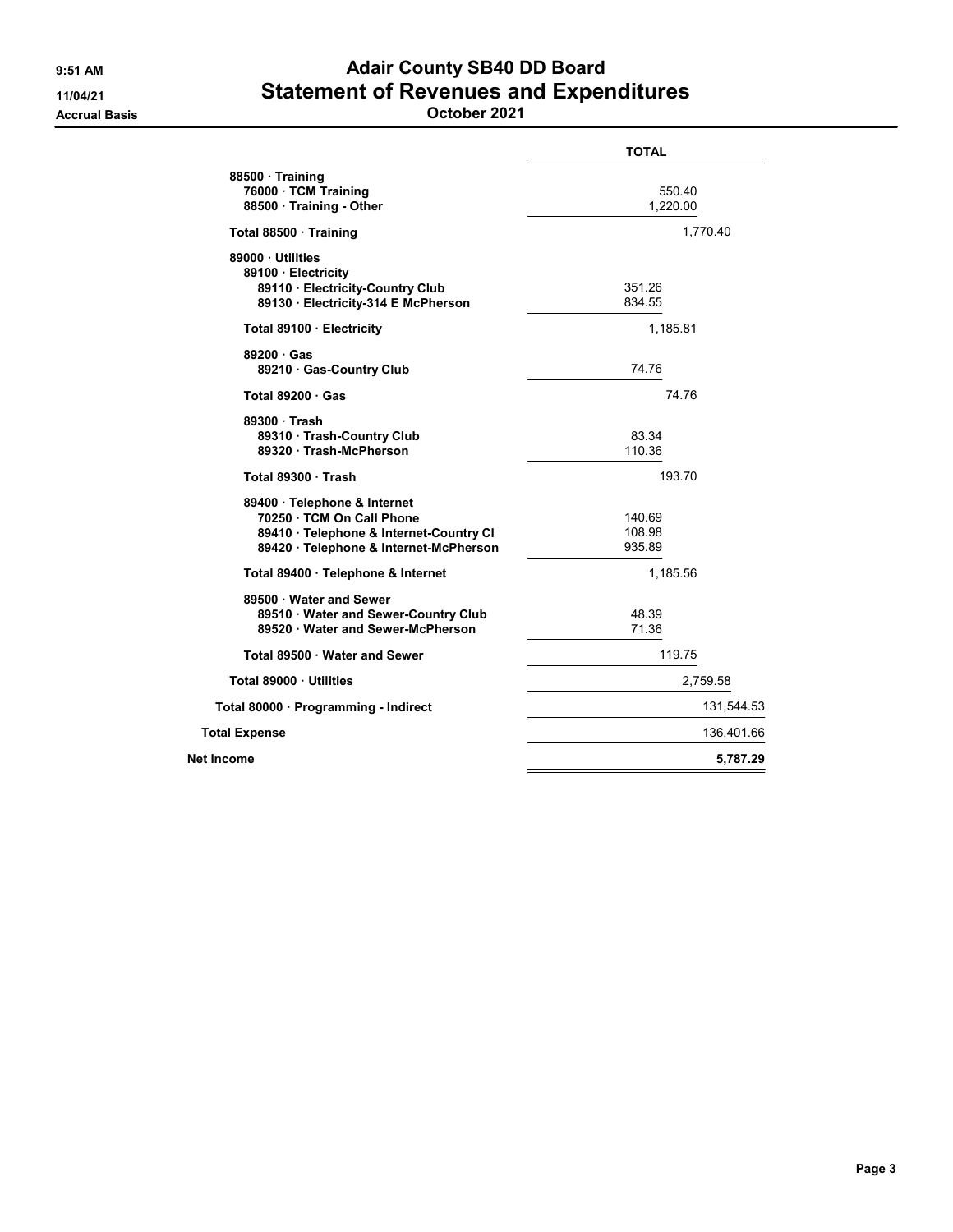# Adair County SB40 DD Board
# Statement of Revenues and Expenditures
## October 2021

9:51 AM
11/04/21
Accrual Basis

| | TOTAL |
|---|---|
| 88500 · Training | |
| 76000 · TCM Training | 550.40 |
| 88500 · Training - Other | 1,220.00 |
| Total 88500 · Training | 1,770.40 |
| 89000 · Utilities | |
| 89100 · Electricity | |
| 89110 · Electricity-Country Club | 351.26 |
| 89130 · Electricity-314 E McPherson | 834.55 |
| Total 89100 · Electricity | 1,185.81 |
| 89200 · Gas | |
| 89210 · Gas-Country Club | 74.76 |
| Total 89200 · Gas | 74.76 |
| 89300 · Trash | |
| 89310 · Trash-Country Club | 83.34 |
| 89320 · Trash-McPherson | 110.36 |
| Total 89300 · Trash | 193.70 |
| 89400 · Telephone & Internet | |
| 70250 · TCM On Call Phone | 140.69 |
| 89410 · Telephone & Internet-Country Cl | 108.98 |
| 89420 · Telephone & Internet-McPherson | 935.89 |
| Total 89400 · Telephone & Internet | 1,185.56 |
| 89500 · Water and Sewer | |
| 89510 · Water and Sewer-Country Club | 48.39 |
| 89520 · Water and Sewer-McPherson | 71.36 |
| Total 89500 · Water and Sewer | 119.75 |
| Total 89000 · Utilities | 2,759.58 |
| Total 80000 · Programming - Indirect | 131,544.53 |
| Total Expense | 136,401.66 |
| **Net Income** | **5,787.29** |